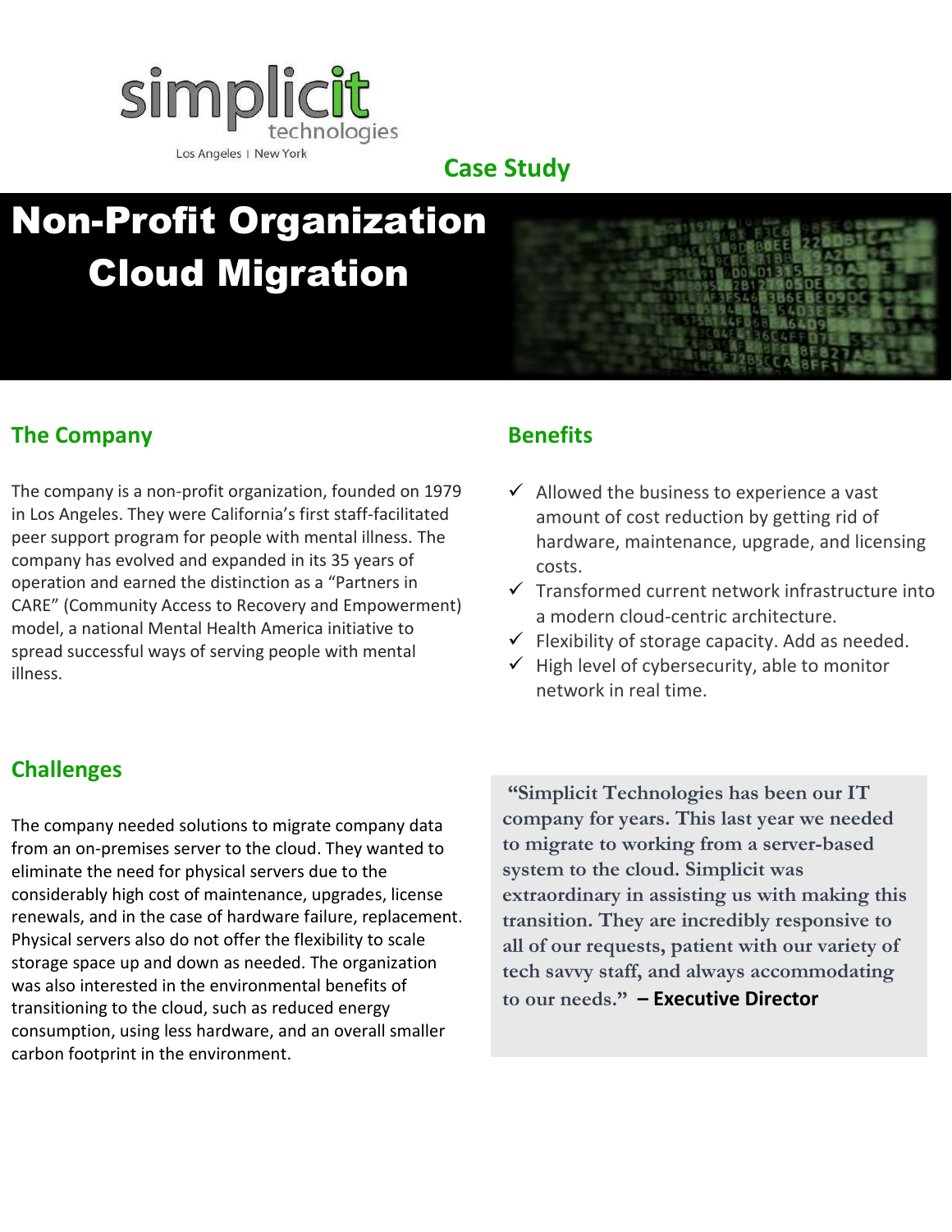simplicit technologies

Los Angeles | New York

**Case Study**

# Non-Profit Organization Cloud Migration

## The Company

The company is a non-profit organization, founded on 1979 in Los Angeles. They were California's first staff-facilitated peer support program for people with mental illness. The company has evolved and expanded in its 35 years of operation and earned the distinction as a "Partners in CARE" (Community Access to Recovery and Empowerment) model, a national Mental Health America initiative to spread successful ways of serving people with mental illness.

## Challenges

The company needed solutions to migrate company data from an on-premises server to the cloud. They wanted to eliminate the need for physical servers due to the considerably high cost of maintenance, upgrades, license renewals, and in the case of hardware failure, replacement. Physical servers also do not offer the flexibility to scale storage space up and down as needed. The organization was also interested in the environmental benefits of transitioning to the cloud, such as reduced energy consumption, using less hardware, and an overall smaller carbon footprint in the environment.

## Benefits

- ✓ Allowed the business to experience a vast amount of cost reduction by getting rid of hardware, maintenance, upgrade, and licensing costs.
- ✓ Transformed current network infrastructure into a modern cloud-centric architecture.
- ✓ Flexibility of storage capacity. Add as needed.
- ✓ High level of cybersecurity, able to monitor network in real time.

> **"Simplicit Technologies has been our IT company for years. This last year we needed to migrate to working from a server-based system to the cloud. Simplicit was extraordinary in assisting us with making this transition. They are incredibly responsive to all of our requests, patient with our variety of tech savvy staff, and always accommodating to our needs." – Executive Director**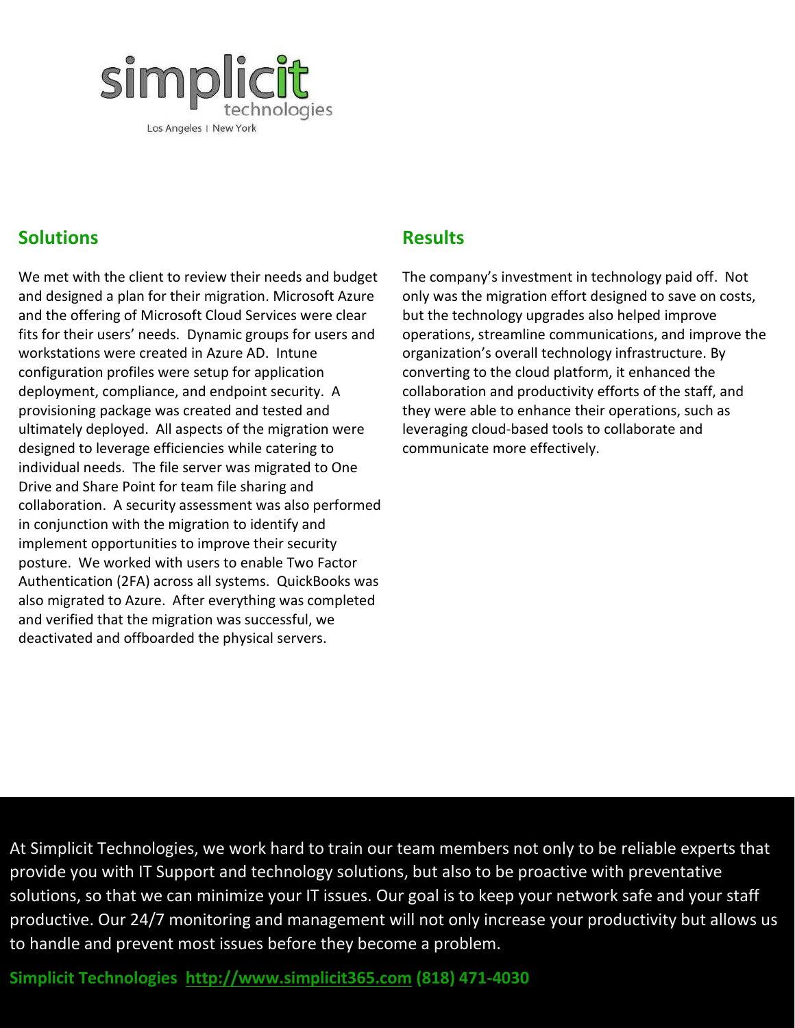simplicit technologies

Los Angeles | New York

## Solutions

We met with the client to review their needs and budget and designed a plan for their migration. Microsoft Azure and the offering of Microsoft Cloud Services were clear fits for their users' needs. Dynamic groups for users and workstations were created in Azure AD. Intune configuration profiles were setup for application deployment, compliance, and endpoint security. A provisioning package was created and tested and ultimately deployed. All aspects of the migration were designed to leverage efficiencies while catering to individual needs. The file server was migrated to One Drive and Share Point for team file sharing and collaboration. A security assessment was also performed in conjunction with the migration to identify and implement opportunities to improve their security posture. We worked with users to enable Two Factor Authentication (2FA) across all systems. QuickBooks was also migrated to Azure. After everything was completed and verified that the migration was successful, we deactivated and offboarded the physical servers.

## Results

The company's investment in technology paid off. Not only was the migration effort designed to save on costs, but the technology upgrades also helped improve operations, streamline communications, and improve the organization's overall technology infrastructure. By converting to the cloud platform, it enhanced the collaboration and productivity efforts of the staff, and they were able to enhance their operations, such as leveraging cloud-based tools to collaborate and communicate more effectively.

At Simplicit Technologies, we work hard to train our team members not only to be reliable experts that provide you with IT Support and technology solutions, but also to be proactive with preventative solutions, so that we can minimize your IT issues. Our goal is to keep your network safe and your staff productive. Our 24/7 monitoring and management will not only increase your productivity but allows us to handle and prevent most issues before they become a problem.

**Simplicit Technologies http://www.simplicit365.com (818) 471-4030**